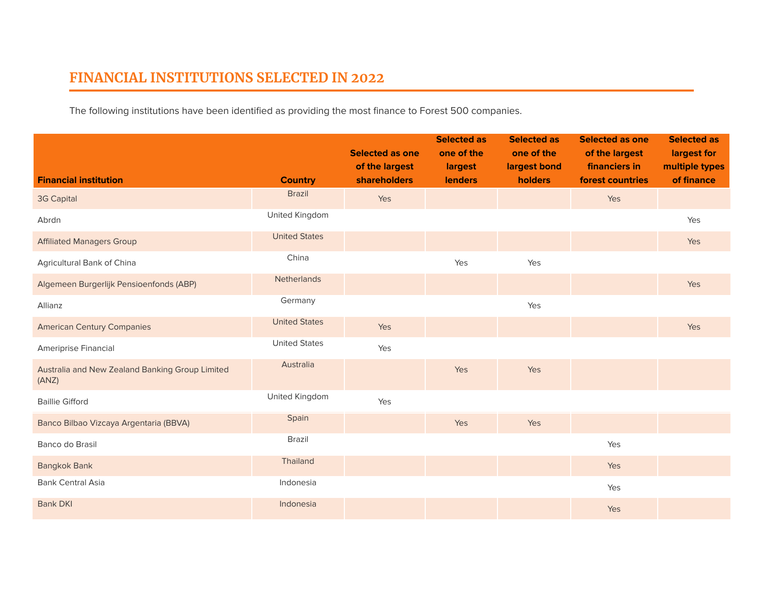## FINANCIAL INSTITUTIONS SELECTED IN 2022

The following institutions have been identified as providing the most finance to Forest 500 companies.

| Financial institution | Country | Selected as one of the largest shareholders | Selected as one of the largest lenders | Selected as one of the largest bond holders | Selected as one of the largest financiers in forest countries | Selected as largest for multiple types of finance |
|---|---|---|---|---|---|---|
| 3G Capital | Brazil | Yes | | | Yes | |
| Abrdn | United Kingdom | | | | | Yes |
| Affiliated Managers Group | United States | | | | | Yes |
| Agricultural Bank of China | China | | Yes | Yes | | |
| Algemeen Burgerlijk Pensioenfonds (ABP) | Netherlands | | | | | Yes |
| Allianz | Germany | | | Yes | | |
| American Century Companies | United States | Yes | | | | Yes |
| Ameriprise Financial | United States | Yes | | | | |
| Australia and New Zealand Banking Group Limited (ANZ) | Australia | | Yes | Yes | | |
| Baillie Gifford | United Kingdom | Yes | | | | |
| Banco Bilbao Vizcaya Argentaria (BBVA) | Spain | | Yes | Yes | | |
| Banco do Brasil | Brazil | | | | Yes | |
| Bangkok Bank | Thailand | | | | Yes | |
| Bank Central Asia | Indonesia | | | | Yes | |
| Bank DKI | Indonesia | | | | Yes | |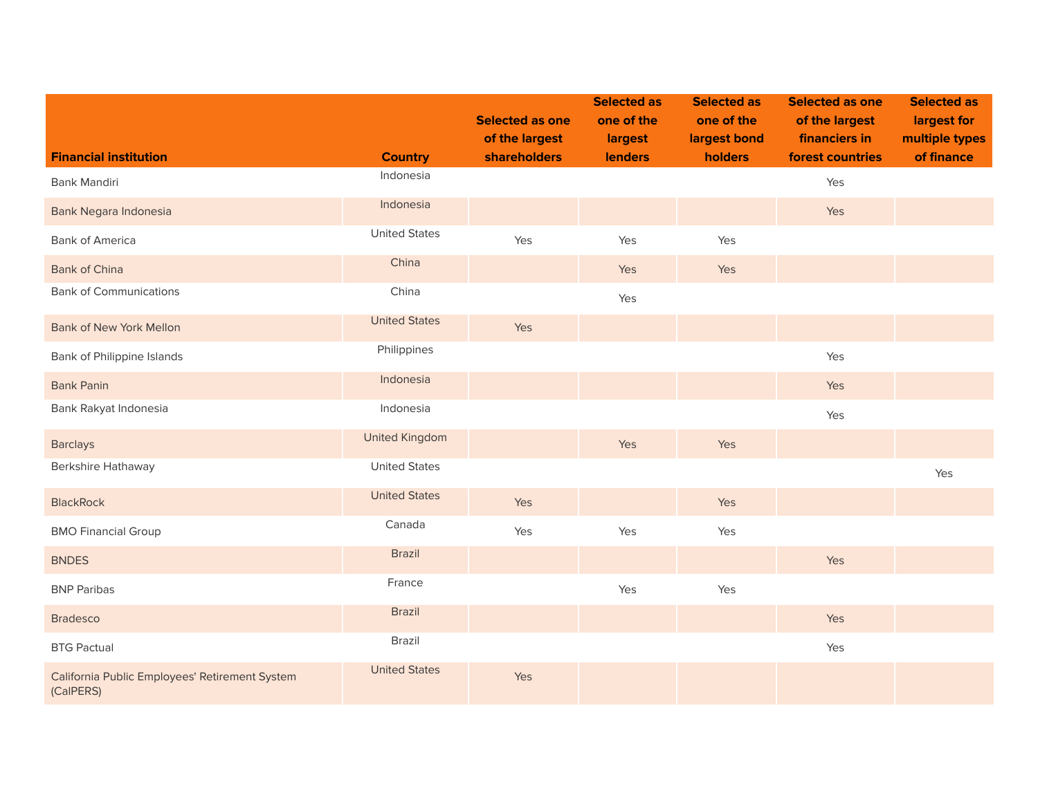| Financial institution | Country | Selected as one of the largest shareholders | Selected as one of the largest lenders | Selected as one of the largest bond holders | Selected as one of the largest financiers in forest countries | Selected as largest for multiple types of finance |
|---|---|---|---|---|---|---|
| Bank Mandiri | Indonesia | | | | Yes | |
| Bank Negara Indonesia | Indonesia | | | | Yes | |
| Bank of America | United States | Yes | Yes | Yes | | |
| Bank of China | China | | Yes | Yes | | |
| Bank of Communications | China | | Yes | | | |
| Bank of New York Mellon | United States | Yes | | | | |
| Bank of Philippine Islands | Philippines | | | | Yes | |
| Bank Panin | Indonesia | | | | Yes | |
| Bank Rakyat Indonesia | Indonesia | | | | Yes | |
| Barclays | United Kingdom | | Yes | Yes | | |
| Berkshire Hathaway | United States | | | | | Yes |
| BlackRock | United States | Yes | | Yes | | |
| BMO Financial Group | Canada | Yes | Yes | Yes | | |
| BNDES | Brazil | | | | Yes | |
| BNP Paribas | France | | Yes | Yes | | |
| Bradesco | Brazil | | | | Yes | |
| BTG Pactual | Brazil | | | | Yes | |
| California Public Employees' Retirement System (CalPERS) | United States | Yes | | | | |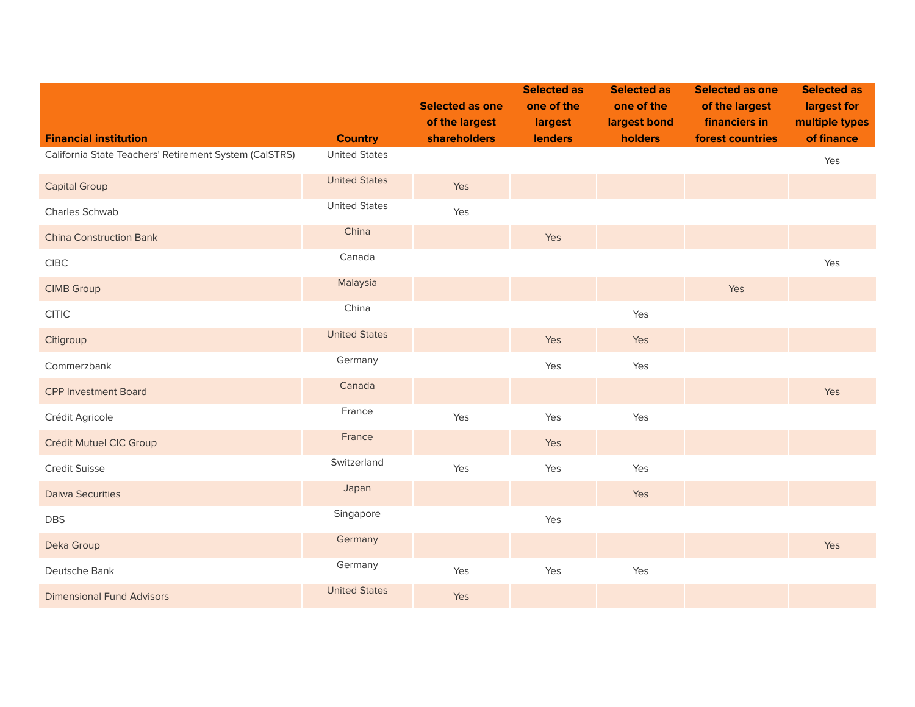| Financial institution | Country | Selected as one of the largest shareholders | Selected as one of the largest lenders | Selected as one of the largest bond holders | Selected as one of the largest financiers in forest countries | Selected as largest for multiple types of finance |
|---|---|---|---|---|---|---|
| California State Teachers' Retirement System (CalSTRS) | United States | | | | | Yes |
| Capital Group | United States | Yes | | | | |
| Charles Schwab | United States | Yes | | | | |
| China Construction Bank | China | | Yes | | | |
| CIBC | Canada | | | | | Yes |
| CIMB Group | Malaysia | | | | Yes | |
| CITIC | China | | | Yes | | |
| Citigroup | United States | | Yes | Yes | | |
| Commerzbank | Germany | | Yes | Yes | | |
| CPP Investment Board | Canada | | | | | Yes |
| Crédit Agricole | France | Yes | Yes | Yes | | |
| Crédit Mutuel CIC Group | France | | Yes | | | |
| Credit Suisse | Switzerland | Yes | Yes | Yes | | |
| Daiwa Securities | Japan | | | Yes | | |
| DBS | Singapore | | Yes | | | |
| Deka Group | Germany | | | | | Yes |
| Deutsche Bank | Germany | Yes | Yes | Yes | | |
| Dimensional Fund Advisors | United States | Yes | | | | |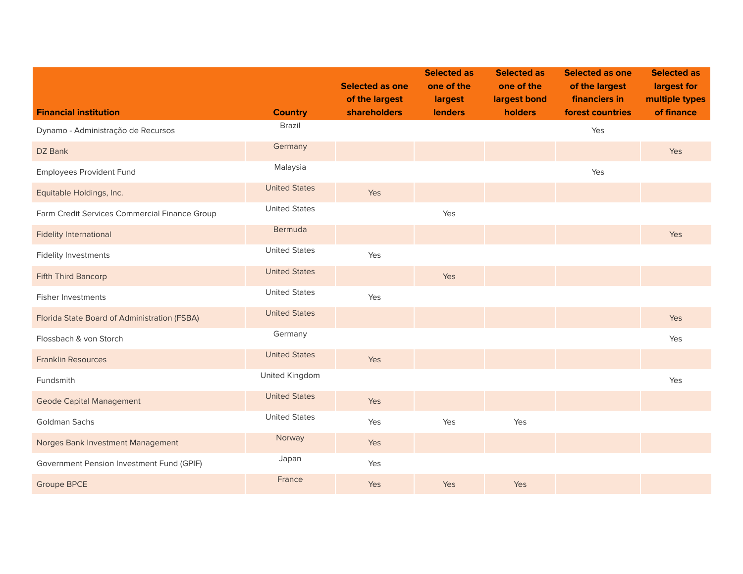| Financial institution | Country | Selected as one of the largest shareholders | Selected as one of the largest lenders | Selected as one of the largest bond holders | Selected as one of the largest financiers in forest countries | Selected as largest for multiple types of finance |
|---|---|---|---|---|---|---|
| Dynamo - Administração de Recursos | Brazil | | | | Yes | |
| DZ Bank | Germany | | | | | Yes |
| Employees Provident Fund | Malaysia | | | | Yes | |
| Equitable Holdings, Inc. | United States | Yes | | | | |
| Farm Credit Services Commercial Finance Group | United States | | Yes | | | |
| Fidelity International | Bermuda | | | | | Yes |
| Fidelity Investments | United States | Yes | | | | |
| Fifth Third Bancorp | United States | | Yes | | | |
| Fisher Investments | United States | Yes | | | | |
| Florida State Board of Administration (FSBA) | United States | | | | | Yes |
| Flossbach & von Storch | Germany | | | | | Yes |
| Franklin Resources | United States | Yes | | | | |
| Fundsmith | United Kingdom | | | | | Yes |
| Geode Capital Management | United States | Yes | | | | |
| Goldman Sachs | United States | Yes | Yes | Yes | | |
| Norges Bank Investment Management | Norway | Yes | | | | |
| Government Pension Investment Fund (GPIF) | Japan | Yes | | | | |
| Groupe BPCE | France | Yes | Yes | Yes | | |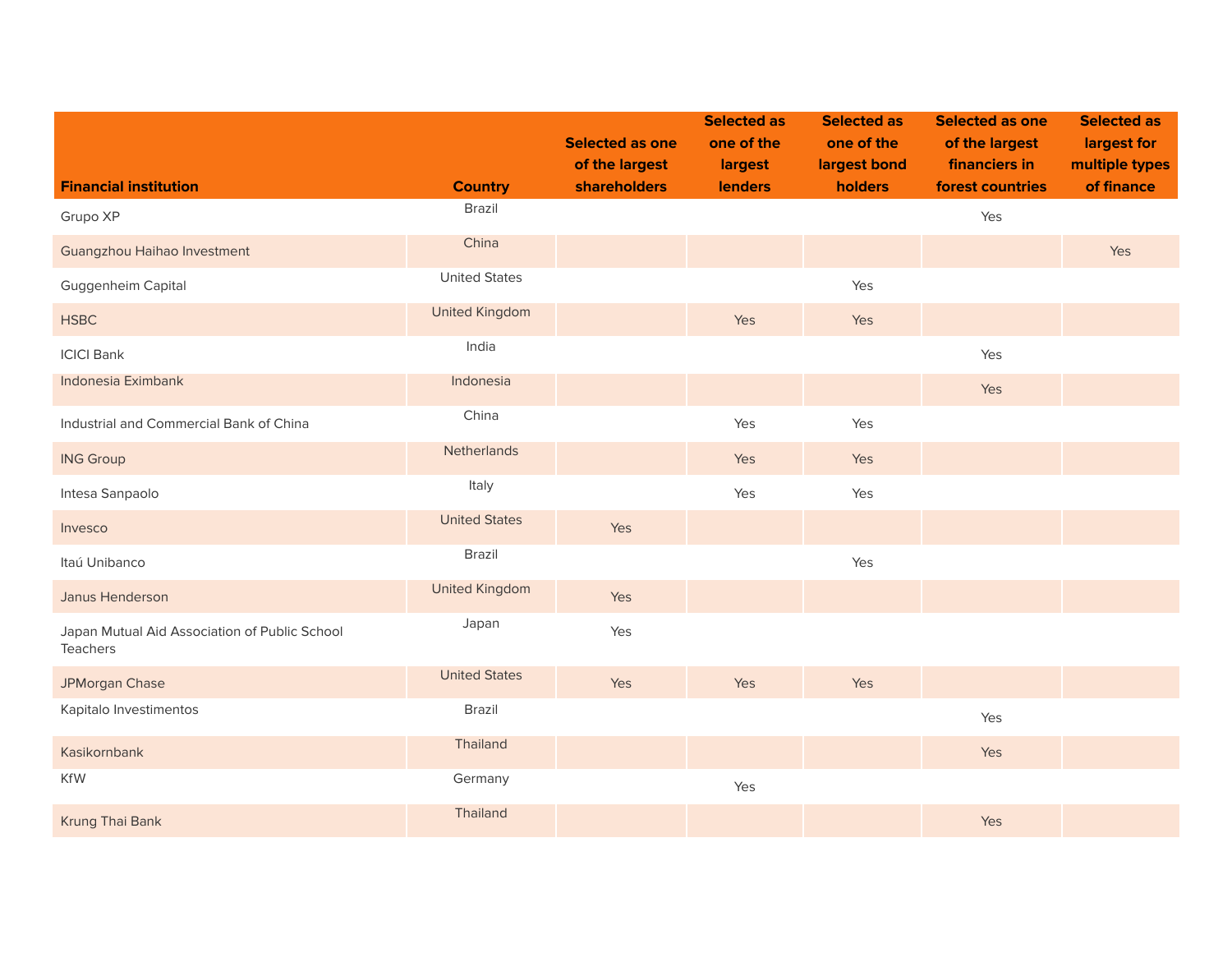| Financial institution | Country | Selected as one of the largest shareholders | Selected as one of the largest lenders | Selected as one of the largest bond holders | Selected as one of the largest financiers in forest countries | Selected as largest for multiple types of finance |
|---|---|---|---|---|---|---|
| Grupo XP | Brazil | | | | Yes | |
| Guangzhou Haihao Investment | China | | | | | Yes |
| Guggenheim Capital | United States | | | Yes | | |
| HSBC | United Kingdom | | Yes | Yes | | |
| ICICI Bank | India | | | | Yes | |
| Indonesia Eximbank | Indonesia | | | | Yes | |
| Industrial and Commercial Bank of China | China | | Yes | Yes | | |
| ING Group | Netherlands | | Yes | Yes | | |
| Intesa Sanpaolo | Italy | | Yes | Yes | | |
| Invesco | United States | Yes | | | | |
| Itaú Unibanco | Brazil | | | Yes | | |
| Janus Henderson | United Kingdom | Yes | | | | |
| Japan Mutual Aid Association of Public School Teachers | Japan | Yes | | | | |
| JPMorgan Chase | United States | Yes | Yes | Yes | | |
| Kapitalo Investimentos | Brazil | | | | Yes | |
| Kasikornbank | Thailand | | | | Yes | |
| KfW | Germany | | Yes | | | |
| Krung Thai Bank | Thailand | | | | Yes | |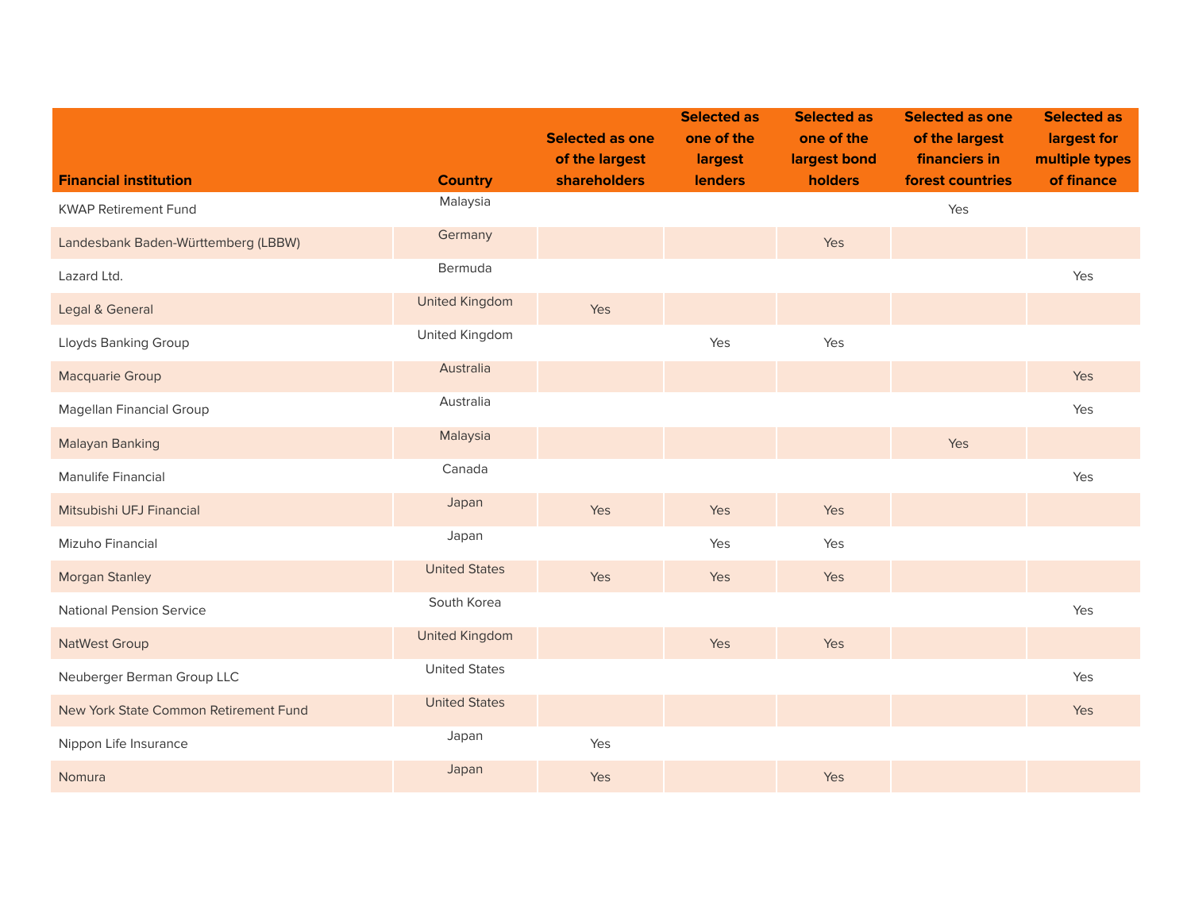| Financial institution | Country | Selected as one of the largest shareholders | Selected as one of the largest lenders | Selected as one of the largest bond holders | Selected as one of the largest financiers in forest countries | Selected as largest for multiple types of finance |
|---|---|---|---|---|---|---|
| KWAP Retirement Fund | Malaysia | | | | Yes | |
| Landesbank Baden-Württemberg (LBBW) | Germany | | | Yes | | |
| Lazard Ltd. | Bermuda | | | | | Yes |
| Legal & General | United Kingdom | Yes | | | | |
| Lloyds Banking Group | United Kingdom | | Yes | Yes | | |
| Macquarie Group | Australia | | | | | Yes |
| Magellan Financial Group | Australia | | | | | Yes |
| Malayan Banking | Malaysia | | | | Yes | |
| Manulife Financial | Canada | | | | | Yes |
| Mitsubishi UFJ Financial | Japan | Yes | Yes | Yes | | |
| Mizuho Financial | Japan | | Yes | Yes | | |
| Morgan Stanley | United States | Yes | Yes | Yes | | |
| National Pension Service | South Korea | | | | | Yes |
| NatWest Group | United Kingdom | | Yes | Yes | | |
| Neuberger Berman Group LLC | United States | | | | | Yes |
| New York State Common Retirement Fund | United States | | | | | Yes |
| Nippon Life Insurance | Japan | Yes | | | | |
| Nomura | Japan | Yes | | Yes | | |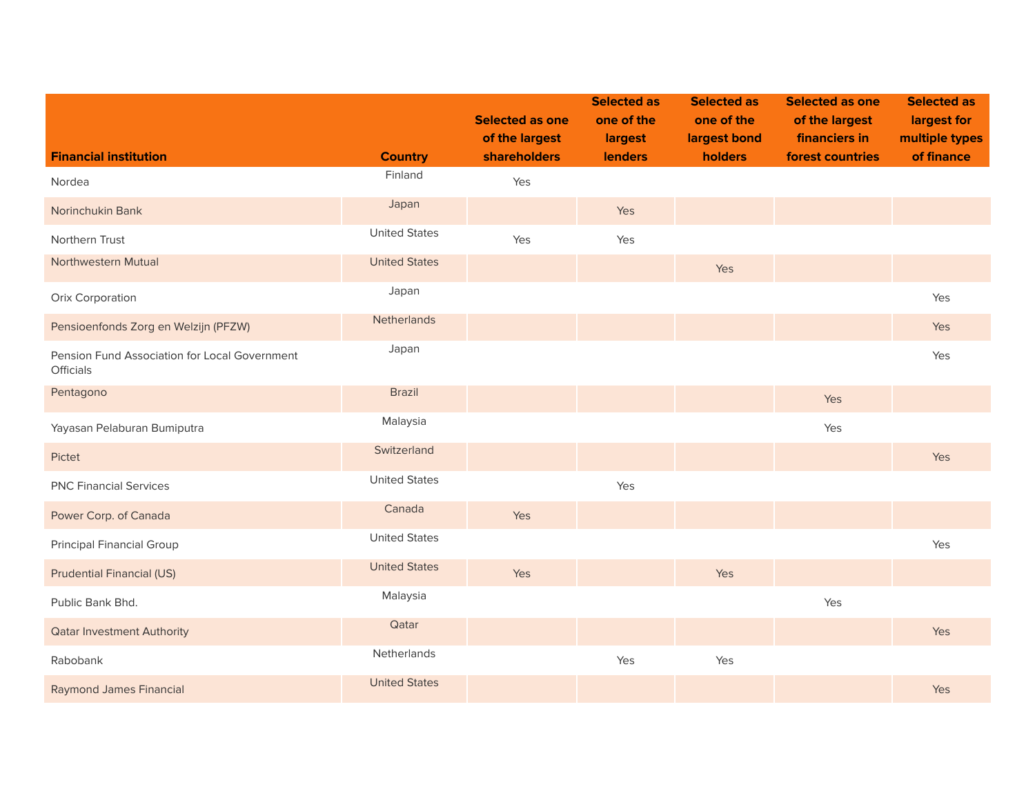| Financial institution | Country | Selected as one of the largest shareholders | Selected as one of the largest lenders | Selected as one of the largest bond holders | Selected as one of the largest financiers in forest countries | Selected as largest for multiple types of finance |
|---|---|---|---|---|---|---|
| Nordea | Finland | Yes | | | | |
| Norinchukin Bank | Japan | | Yes | | | |
| Northern Trust | United States | Yes | Yes | | | |
| Northwestern Mutual | United States | | | Yes | | |
| Orix Corporation | Japan | | | | | Yes |
| Pensioenfonds Zorg en Welzijn (PFZW) | Netherlands | | | | | Yes |
| Pension Fund Association for Local Government Officials | Japan | | | | | Yes |
| Pentagono | Brazil | | | | Yes | |
| Yayasan Pelaburan Bumiputra | Malaysia | | | | Yes | |
| Pictet | Switzerland | | | | | Yes |
| PNC Financial Services | United States | | Yes | | | |
| Power Corp. of Canada | Canada | Yes | | | | |
| Principal Financial Group | United States | | | | | Yes |
| Prudential Financial (US) | United States | Yes | | Yes | | |
| Public Bank Bhd. | Malaysia | | | | Yes | |
| Qatar Investment Authority | Qatar | | | | | Yes |
| Rabobank | Netherlands | | Yes | Yes | | |
| Raymond James Financial | United States | | | | | Yes |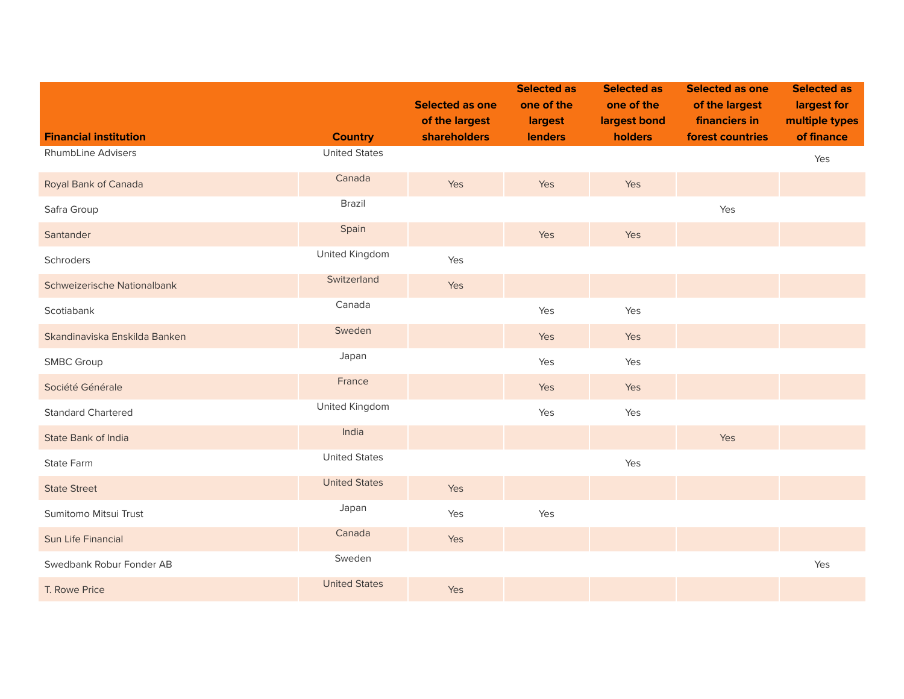| Financial institution | Country | Selected as one of the largest shareholders | Selected as one of the largest lenders | Selected as one of the largest bond holders | Selected as one of the largest financiers in forest countries | Selected as largest for multiple types of finance |
|---|---|---|---|---|---|---|
| RhumbLine Advisers | United States | | | | | Yes |
| Royal Bank of Canada | Canada | Yes | Yes | Yes | | |
| Safra Group | Brazil | | | | Yes | |
| Santander | Spain | | Yes | Yes | | |
| Schroders | United Kingdom | Yes | | | | |
| Schweizerische Nationalbank | Switzerland | Yes | | | | |
| Scotiabank | Canada | | Yes | Yes | | |
| Skandinaviska Enskilda Banken | Sweden | | Yes | Yes | | |
| SMBC Group | Japan | | Yes | Yes | | |
| Société Générale | France | | Yes | Yes | | |
| Standard Chartered | United Kingdom | | Yes | Yes | | |
| State Bank of India | India | | | | Yes | |
| State Farm | United States | | | Yes | | |
| State Street | United States | Yes | | | | |
| Sumitomo Mitsui Trust | Japan | Yes | Yes | | | |
| Sun Life Financial | Canada | Yes | | | | |
| Swedbank Robur Fonder AB | Sweden | | | | | Yes |
| T. Rowe Price | United States | Yes | | | | |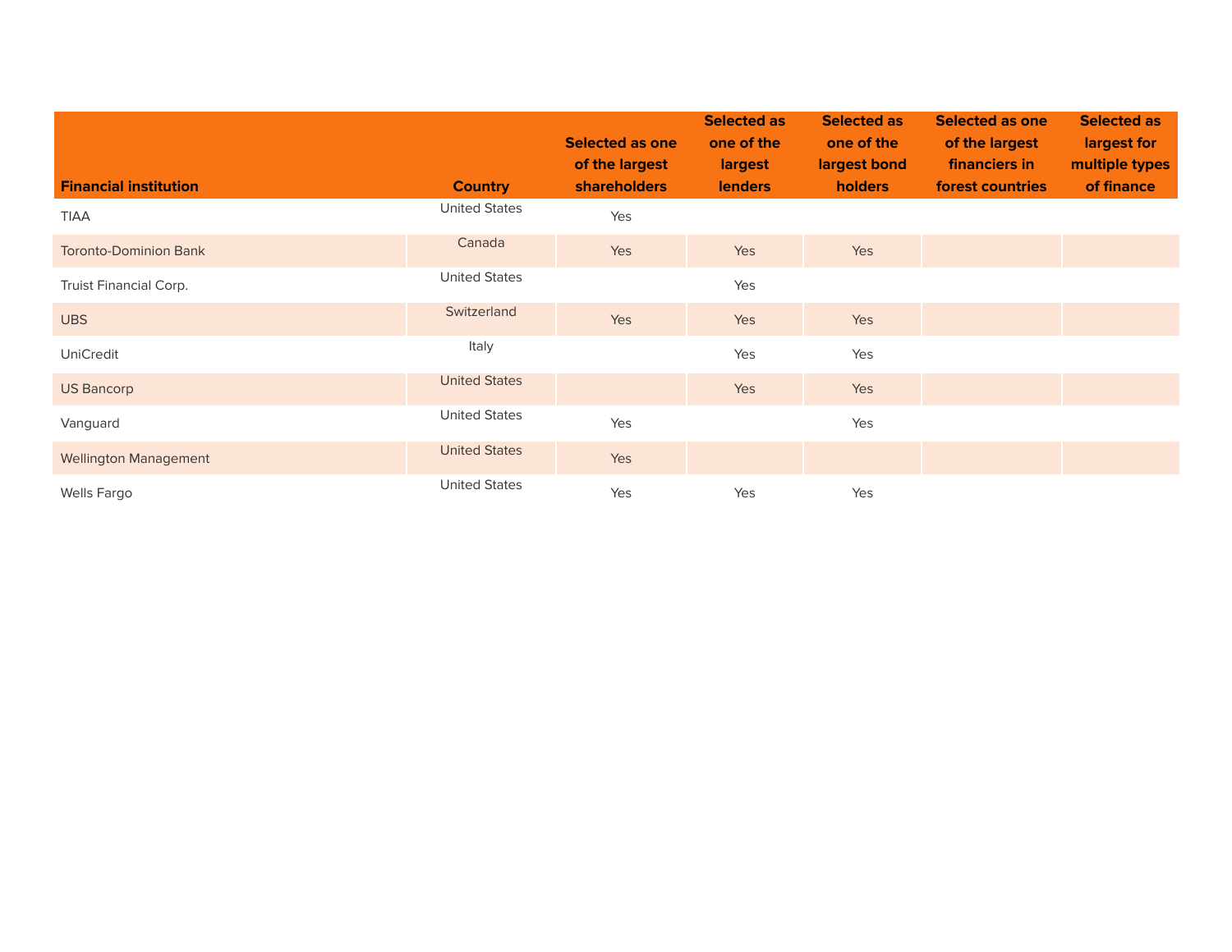| Financial institution | Country | Selected as one of the largest shareholders | Selected as one of the largest lenders | Selected as one of the largest bond holders | Selected as one of the largest financiers in forest countries | Selected as largest for multiple types of finance |
|---|---|---|---|---|---|---|
| TIAA | United States | Yes | | | | |
| Toronto-Dominion Bank | Canada | Yes | Yes | Yes | | |
| Truist Financial Corp. | United States | | Yes | | | |
| UBS | Switzerland | Yes | Yes | Yes | | |
| UniCredit | Italy | | Yes | Yes | | |
| US Bancorp | United States | | Yes | Yes | | |
| Vanguard | United States | Yes | | Yes | | |
| Wellington Management | United States | Yes | | | | |
| Wells Fargo | United States | Yes | Yes | Yes | | |